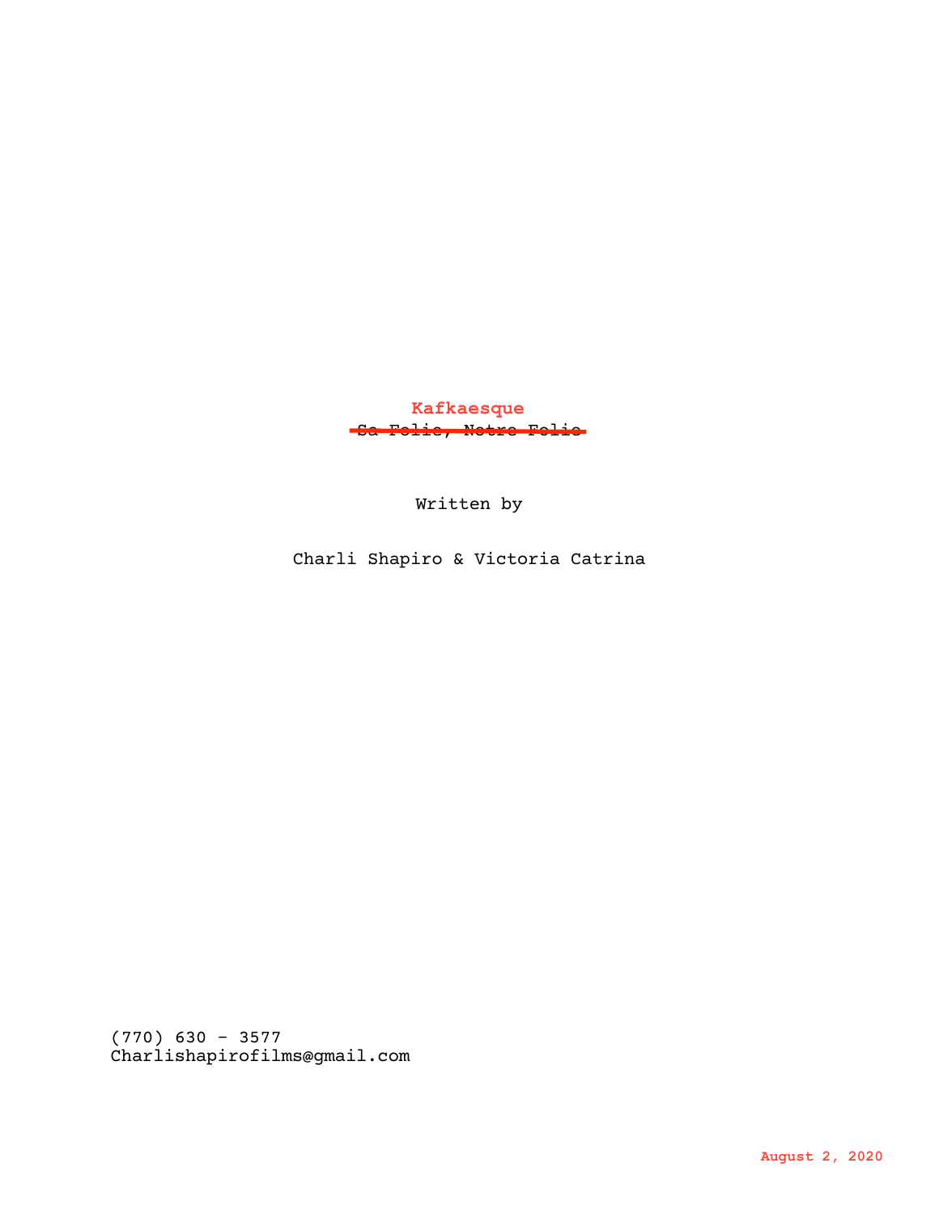**Kafkaesque**

~~Sa Folie, Notre Folie~~

Written by

Charli Shapiro & Victoria Catrina

(770) 630 - 3577
Charlishapirofilms@gmail.com

**August 2, 2020**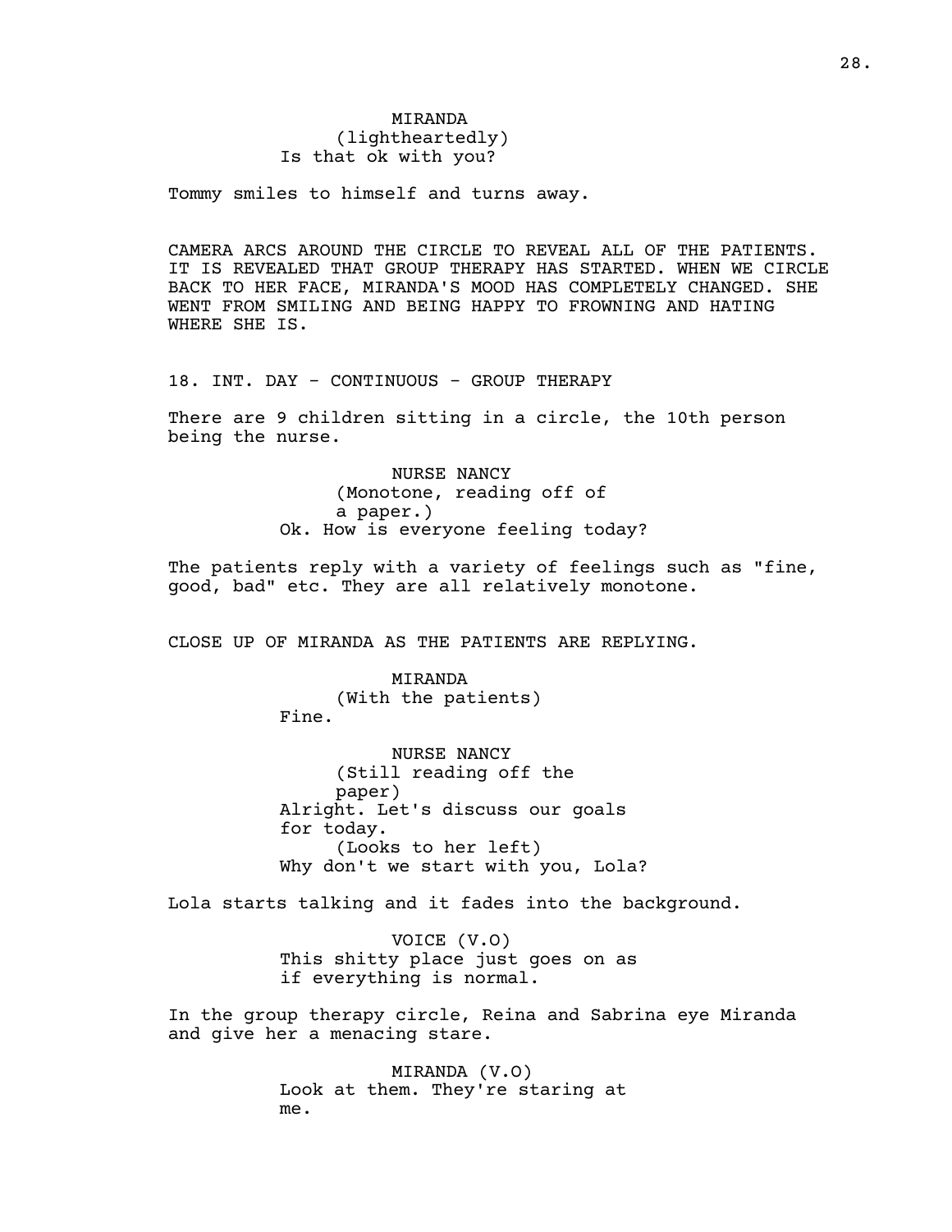MIRANDA
(lightheartedly)
Is that ok with you?

Tommy smiles to himself and turns away.

CAMERA ARCS AROUND THE CIRCLE TO REVEAL ALL OF THE PATIENTS. IT IS REVEALED THAT GROUP THERAPY HAS STARTED. WHEN WE CIRCLE BACK TO HER FACE, MIRANDA'S MOOD HAS COMPLETELY CHANGED. SHE WENT FROM SMILING AND BEING HAPPY TO FROWNING AND HATING WHERE SHE IS.

18. INT. DAY - CONTINUOUS - GROUP THERAPY

There are 9 children sitting in a circle, the 10th person being the nurse.

NURSE NANCY
(Monotone, reading off of a paper.)
Ok. How is everyone feeling today?

The patients reply with a variety of feelings such as "fine, good, bad" etc. They are all relatively monotone.

CLOSE UP OF MIRANDA AS THE PATIENTS ARE REPLYING.

MIRANDA
(With the patients)
Fine.

NURSE NANCY
(Still reading off the paper)
Alright. Let's discuss our goals for today.
(Looks to her left)
Why don't we start with you, Lola?

Lola starts talking and it fades into the background.

VOICE (V.O)
This shitty place just goes on as if everything is normal.

In the group therapy circle, Reina and Sabrina eye Miranda and give her a menacing stare.

MIRANDA (V.O)
Look at them. They're staring at me.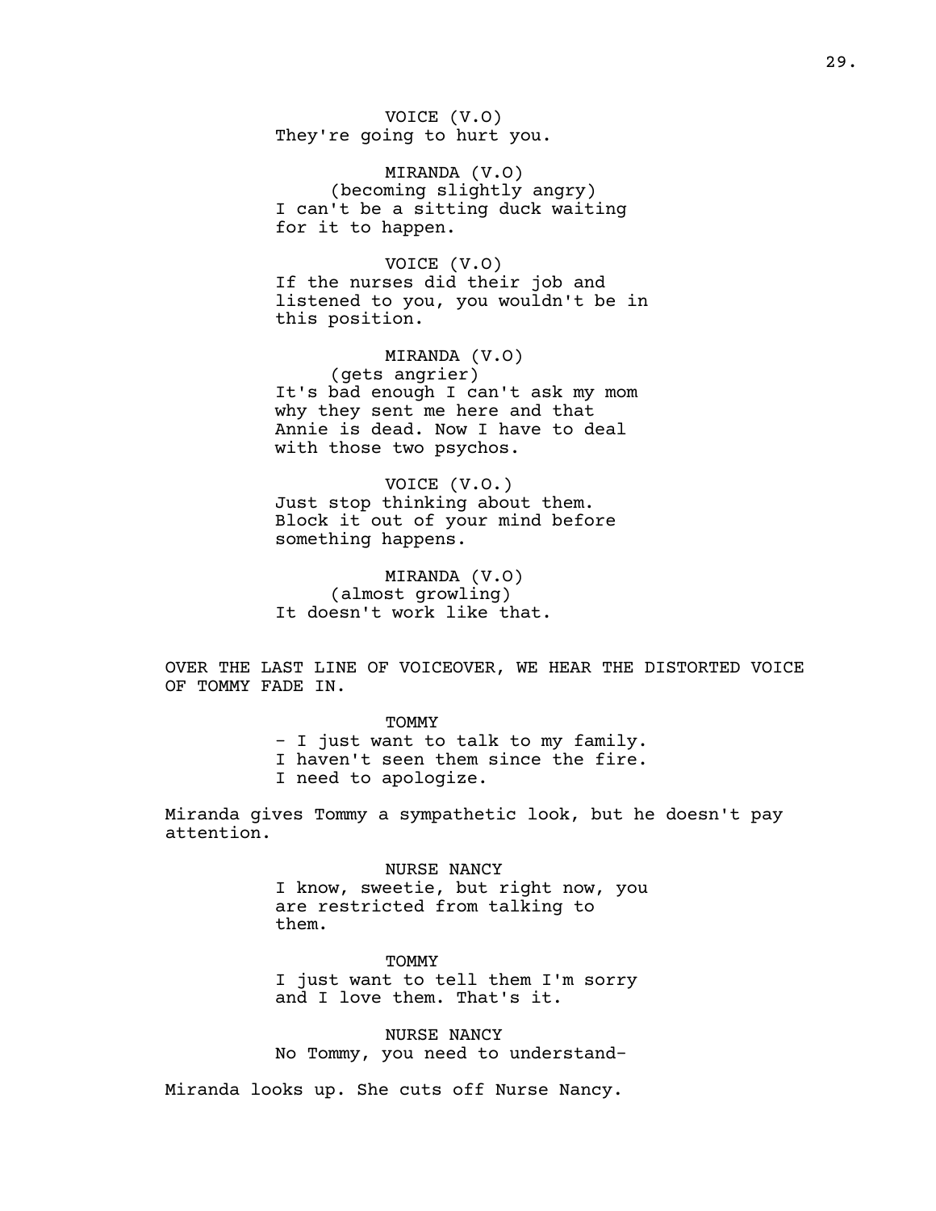VOICE (V.O)
They're going to hurt you.

MIRANDA (V.O)
(becoming slightly angry)
I can't be a sitting duck waiting for it to happen.

VOICE (V.O)
If the nurses did their job and listened to you, you wouldn't be in this position.

MIRANDA (V.O)
(gets angrier)
It's bad enough I can't ask my mom why they sent me here and that Annie is dead. Now I have to deal with those two psychos.

VOICE (V.O.)
Just stop thinking about them. Block it out of your mind before something happens.

MIRANDA (V.O)
(almost growling)
It doesn't work like that.

OVER THE LAST LINE OF VOICEOVER, WE HEAR THE DISTORTED VOICE OF TOMMY FADE IN.

TOMMY
- I just want to talk to my family. I haven't seen them since the fire. I need to apologize.

Miranda gives Tommy a sympathetic look, but he doesn't pay attention.

NURSE NANCY
I know, sweetie, but right now, you are restricted from talking to them.

TOMMY
I just want to tell them I'm sorry and I love them. That's it.

NURSE NANCY
No Tommy, you need to understand-

Miranda looks up. She cuts off Nurse Nancy.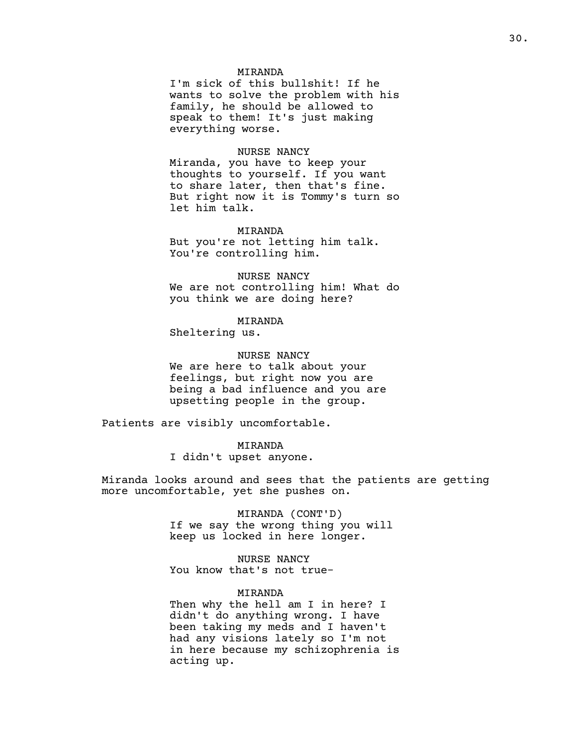MIRANDA

I'm sick of this bullshit! If he wants to solve the problem with his family, he should be allowed to speak to them! It's just making everything worse.

NURSE NANCY

Miranda, you have to keep your thoughts to yourself. If you want to share later, then that's fine. But right now it is Tommy's turn so let him talk.

MIRANDA

But you're not letting him talk. You're controlling him.

NURSE NANCY

We are not controlling him! What do you think we are doing here?

MIRANDA

Sheltering us.

NURSE NANCY

We are here to talk about your feelings, but right now you are being a bad influence and you are upsetting people in the group.

Patients are visibly uncomfortable.

MIRANDA

I didn't upset anyone.

Miranda looks around and sees that the patients are getting more uncomfortable, yet she pushes on.

MIRANDA (CONT'D)

If we say the wrong thing you will keep us locked in here longer.

NURSE NANCY

You know that's not true-

MIRANDA

Then why the hell am I in here? I didn't do anything wrong. I have been taking my meds and I haven't had any visions lately so I'm not in here because my schizophrenia is acting up.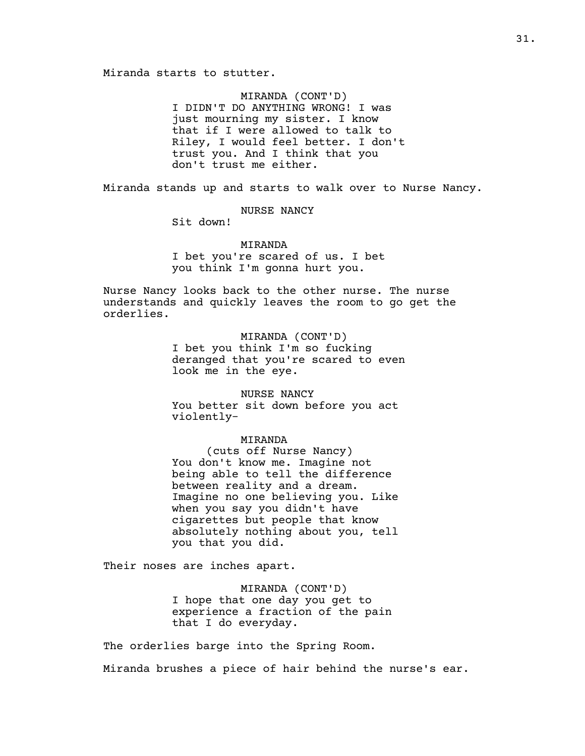Miranda starts to stutter.

MIRANDA (CONT'D)
I DIDN'T DO ANYTHING WRONG! I was just mourning my sister. I know that if I were allowed to talk to Riley, I would feel better. I don't trust you. And I think that you don't trust me either.

Miranda stands up and starts to walk over to Nurse Nancy.

NURSE NANCY
Sit down!

MIRANDA
I bet you're scared of us. I bet you think I'm gonna hurt you.

Nurse Nancy looks back to the other nurse. The nurse understands and quickly leaves the room to go get the orderlies.

MIRANDA (CONT'D)
I bet you think I'm so fucking deranged that you're scared to even look me in the eye.

NURSE NANCY
You better sit down before you act violently-

MIRANDA
(cuts off Nurse Nancy)
You don't know me. Imagine not being able to tell the difference between reality and a dream. Imagine no one believing you. Like when you say you didn't have cigarettes but people that know absolutely nothing about you, tell you that you did.

Their noses are inches apart.

MIRANDA (CONT'D)
I hope that one day you get to experience a fraction of the pain that I do everyday.

The orderlies barge into the Spring Room.

Miranda brushes a piece of hair behind the nurse's ear.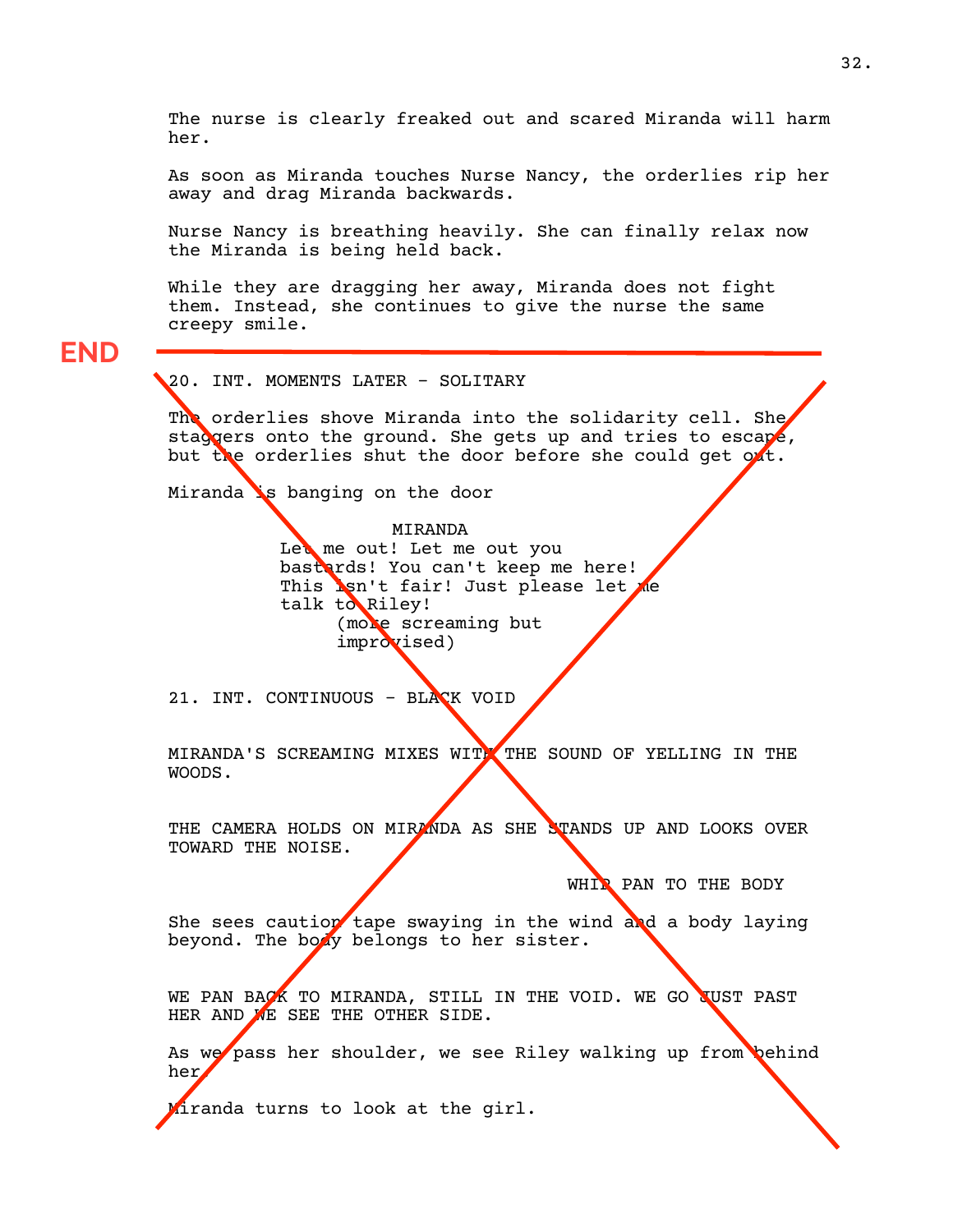The nurse is clearly freaked out and scared Miranda will harm her.

As soon as Miranda touches Nurse Nancy, the orderlies rip her away and drag Miranda backwards.

Nurse Nancy is breathing heavily. She can finally relax now the Miranda is being held back.

While they are dragging her away, Miranda does not fight them. Instead, she continues to give the nurse the same creepy smile.

END

20. INT. MOMENTS LATER - SOLITARY

The orderlies shove Miranda into the solidarity cell. She staggers onto the ground. She gets up and tries to escape, but the orderlies shut the door before she could get out.

Miranda is banging on the door

MIRANDA
Let me out! Let me out you bastards! You can't keep me here! This isn't fair! Just please let me talk to Riley!
(more screaming but improvised)

21. INT. CONTINUOUS - BLACK VOID

MIRANDA'S SCREAMING MIXES WITH THE SOUND OF YELLING IN THE WOODS.

THE CAMERA HOLDS ON MIRANDA AS SHE STANDS UP AND LOOKS OVER TOWARD THE NOISE.

WHIP PAN TO THE BODY

She sees caution tape swaying in the wind and a body laying beyond. The body belongs to her sister.

WE PAN BACK TO MIRANDA, STILL IN THE VOID. WE GO JUST PAST HER AND WE SEE THE OTHER SIDE.

As we pass her shoulder, we see Riley walking up from behind her.

Miranda turns to look at the girl.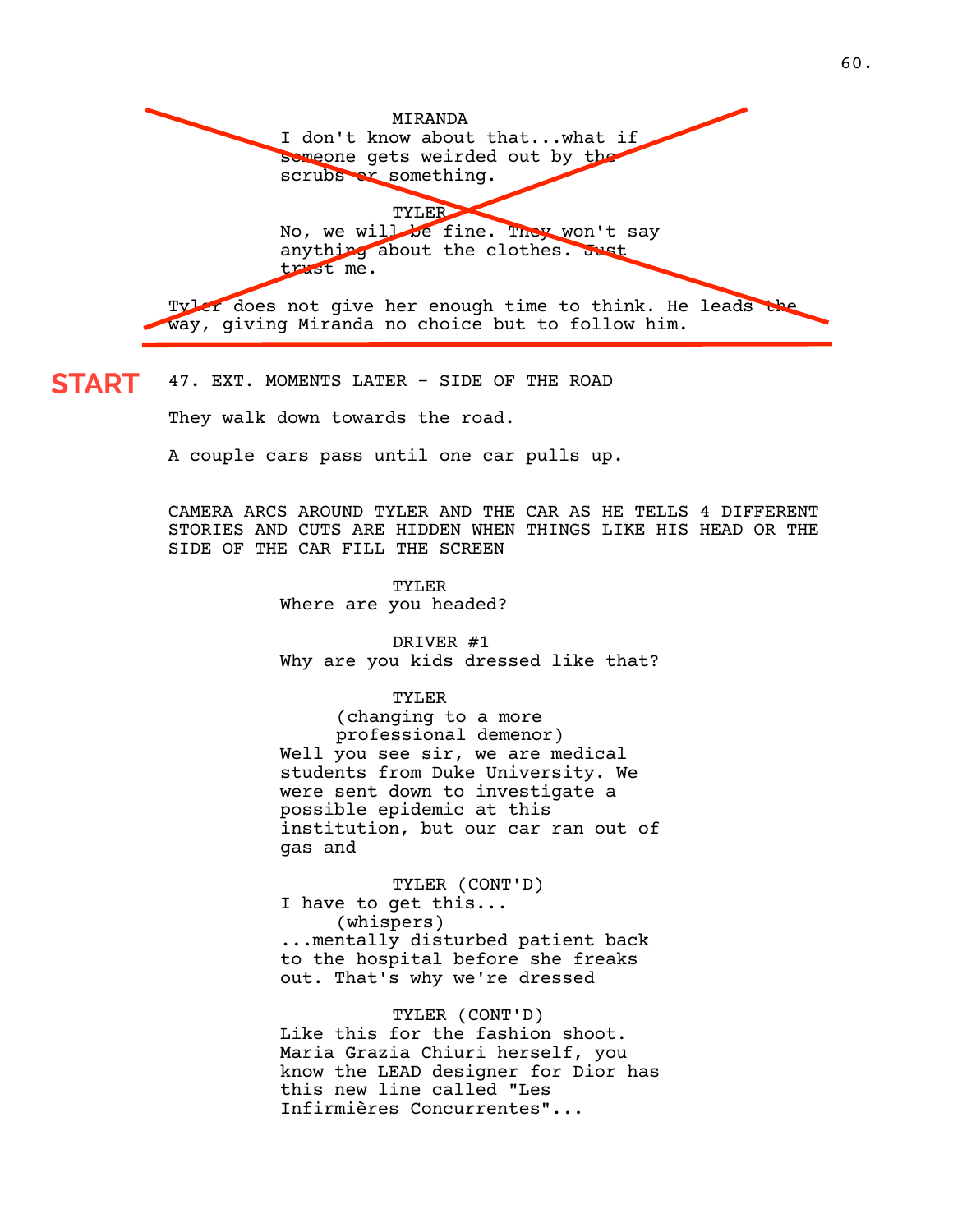MIRANDA
I don't know about that...what if someone gets weirded out by the scrubs or something.

TYLER
No, we will be fine. They won't say anything about the clothes. Just trust me.

Tyler does not give her enough time to think. He leads the way, giving Miranda no choice but to follow him.

START

47. EXT. MOMENTS LATER - SIDE OF THE ROAD

They walk down towards the road.

A couple cars pass until one car pulls up.

CAMERA ARCS AROUND TYLER AND THE CAR AS HE TELLS 4 DIFFERENT STORIES AND CUTS ARE HIDDEN WHEN THINGS LIKE HIS HEAD OR THE SIDE OF THE CAR FILL THE SCREEN

TYLER
Where are you headed?

DRIVER #1
Why are you kids dressed like that?

TYLER
(changing to a more professional demenor)
Well you see sir, we are medical students from Duke University. We were sent down to investigate a possible epidemic at this institution, but our car ran out of gas and

TYLER (CONT'D)
I have to get this...
(whispers)
...mentally disturbed patient back to the hospital before she freaks out. That's why we're dressed

TYLER (CONT'D)
Like this for the fashion shoot. Maria Grazia Chiuri herself, you know the LEAD designer for Dior has this new line called "Les Infirmières Concurrentes"...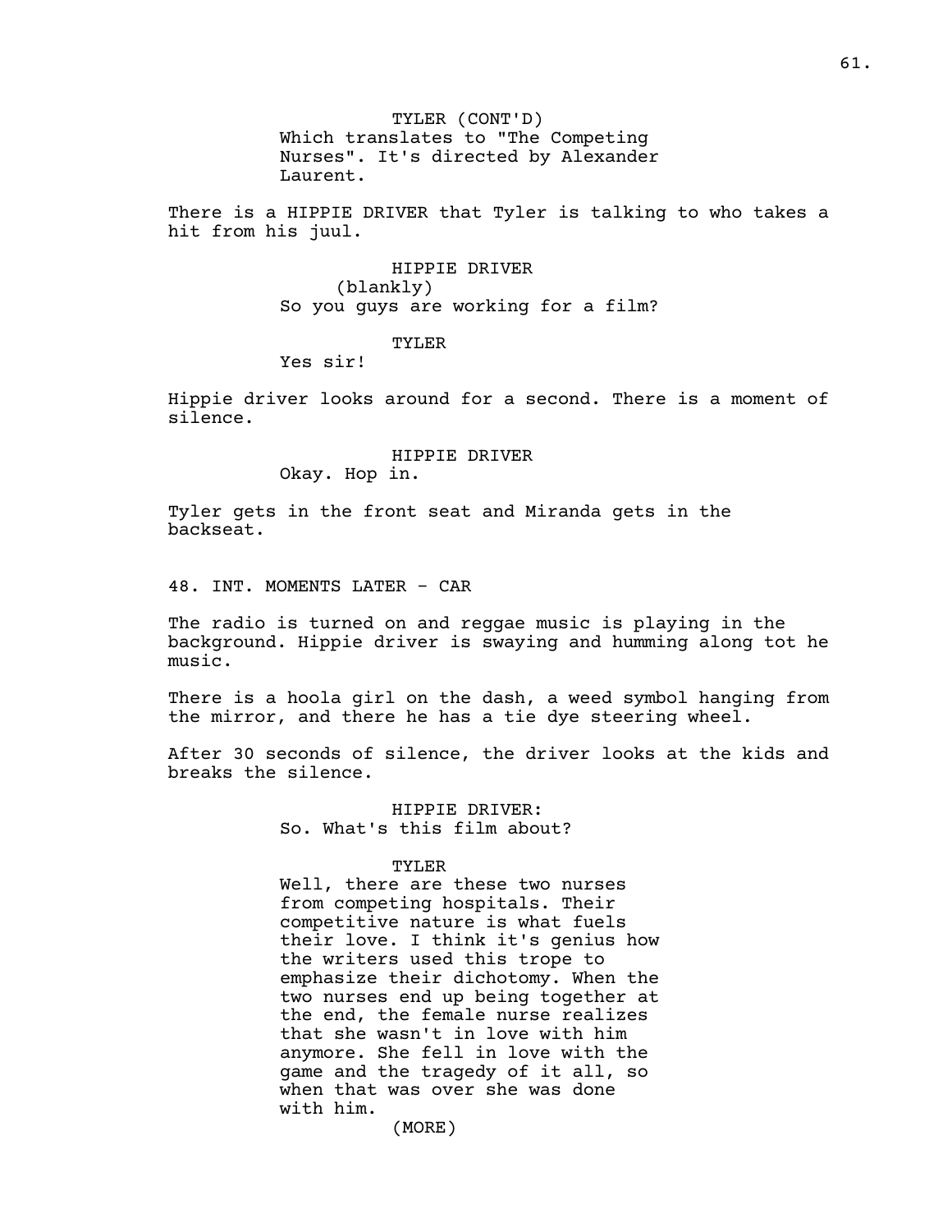TYLER (CONT'D)
Which translates to "The Competing Nurses". It's directed by Alexander Laurent.

There is a HIPPIE DRIVER that Tyler is talking to who takes a hit from his juul.

HIPPIE DRIVER
(blankly)
So you guys are working for a film?

TYLER
Yes sir!

Hippie driver looks around for a second. There is a moment of silence.

HIPPIE DRIVER
Okay. Hop in.

Tyler gets in the front seat and Miranda gets in the backseat.

48. INT. MOMENTS LATER - CAR

The radio is turned on and reggae music is playing in the background. Hippie driver is swaying and humming along tot he music.

There is a hoola girl on the dash, a weed symbol hanging from the mirror, and there he has a tie dye steering wheel.

After 30 seconds of silence, the driver looks at the kids and breaks the silence.

HIPPIE DRIVER:
So. What's this film about?

TYLER
Well, there are these two nurses from competing hospitals. Their competitive nature is what fuels their love. I think it's genius how the writers used this trope to emphasize their dichotomy. When the two nurses end up being together at the end, the female nurse realizes that she wasn't in love with him anymore. She fell in love with the game and the tragedy of it all, so when that was over she was done with him.
(MORE)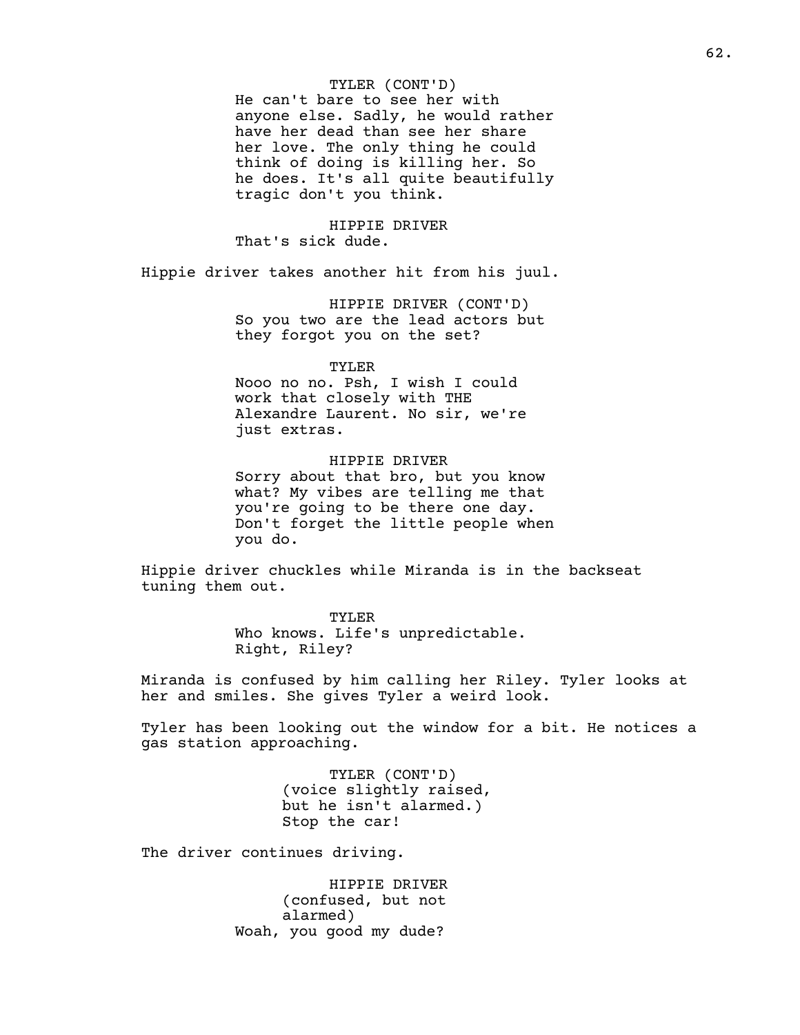TYLER (CONT'D)
He can't bare to see her with anyone else. Sadly, he would rather have her dead than see her share her love. The only thing he could think of doing is killing her. So he does. It's all quite beautifully tragic don't you think.

HIPPIE DRIVER
That's sick dude.

Hippie driver takes another hit from his juul.

HIPPIE DRIVER (CONT'D)
So you two are the lead actors but they forgot you on the set?

TYLER
Nooo no no. Psh, I wish I could work that closely with THE Alexandre Laurent. No sir, we're just extras.

HIPPIE DRIVER
Sorry about that bro, but you know what? My vibes are telling me that you're going to be there one day. Don't forget the little people when you do.

Hippie driver chuckles while Miranda is in the backseat tuning them out.

TYLER
Who knows. Life's unpredictable. Right, Riley?

Miranda is confused by him calling her Riley. Tyler looks at her and smiles. She gives Tyler a weird look.

Tyler has been looking out the window for a bit. He notices a gas station approaching.

TYLER (CONT'D)
(voice slightly raised, but he isn't alarmed.)
Stop the car!

The driver continues driving.

HIPPIE DRIVER
(confused, but not alarmed)
Woah, you good my dude?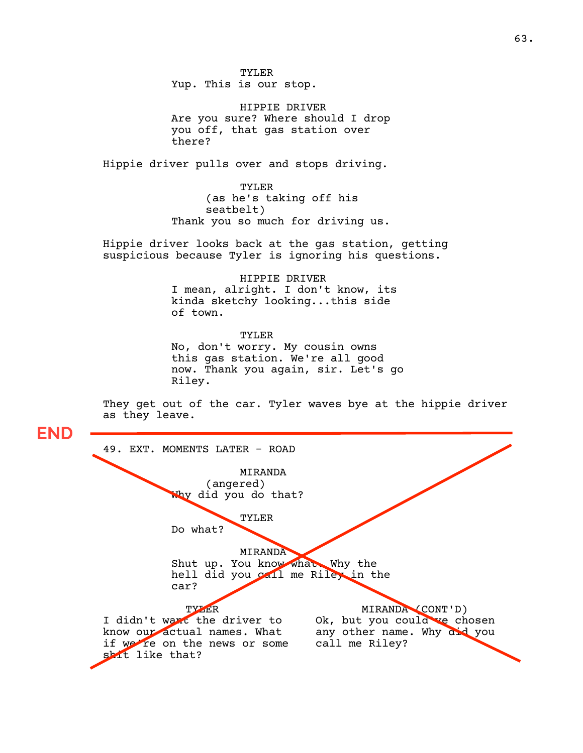TYLER
Yup. This is our stop.

HIPPIE DRIVER
Are you sure? Where should I drop you off, that gas station over there?

Hippie driver pulls over and stops driving.

TYLER
(as he's taking off his seatbelt)
Thank you so much for driving us.

Hippie driver looks back at the gas station, getting suspicious because Tyler is ignoring his questions.

HIPPIE DRIVER
I mean, alright. I don't know, its kinda sketchy looking...this side of town.

TYLER
No, don't worry. My cousin owns this gas station. We're all good now. Thank you again, sir. Let's go Riley.

They get out of the car. Tyler waves bye at the hippie driver as they leave.

END

49. EXT. MOMENTS LATER - ROAD

MIRANDA
(angered)
Why did you do that?

TYLER
Do what?

MIRANDA
Shut up. You know what. Why the hell did you call me Riley in the car?

TYLER
I didn't want the driver to know our actual names. What if we're on the news or some shit like that?

MIRANDA (CONT'D)
Ok, but you could've chosen any other name. Why did you call me Riley?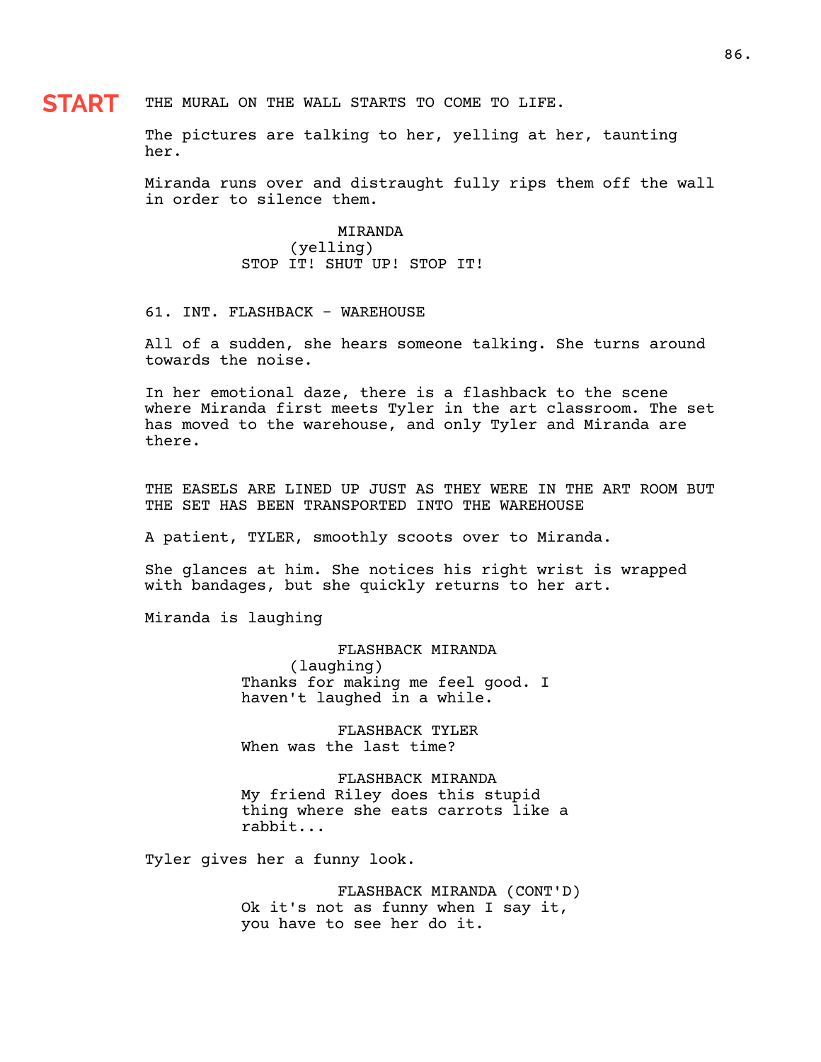**START** THE MURAL ON THE WALL STARTS TO COME TO LIFE.

The pictures are talking to her, yelling at her, taunting her.

Miranda runs over and distraught fully rips them off the wall in order to silence them.

MIRANDA
(yelling)
STOP IT! SHUT UP! STOP IT!

61. INT. FLASHBACK - WAREHOUSE

All of a sudden, she hears someone talking. She turns around towards the noise.

In her emotional daze, there is a flashback to the scene where Miranda first meets Tyler in the art classroom. The set has moved to the warehouse, and only Tyler and Miranda are there.

THE EASELS ARE LINED UP JUST AS THEY WERE IN THE ART ROOM BUT THE SET HAS BEEN TRANSPORTED INTO THE WAREHOUSE

A patient, TYLER, smoothly scoots over to Miranda.

She glances at him. She notices his right wrist is wrapped with bandages, but she quickly returns to her art.

Miranda is laughing

FLASHBACK MIRANDA
(laughing)
Thanks for making me feel good. I haven't laughed in a while.

FLASHBACK TYLER
When was the last time?

FLASHBACK MIRANDA
My friend Riley does this stupid thing where she eats carrots like a rabbit...

Tyler gives her a funny look.

FLASHBACK MIRANDA (CONT'D)
Ok it's not as funny when I say it, you have to see her do it.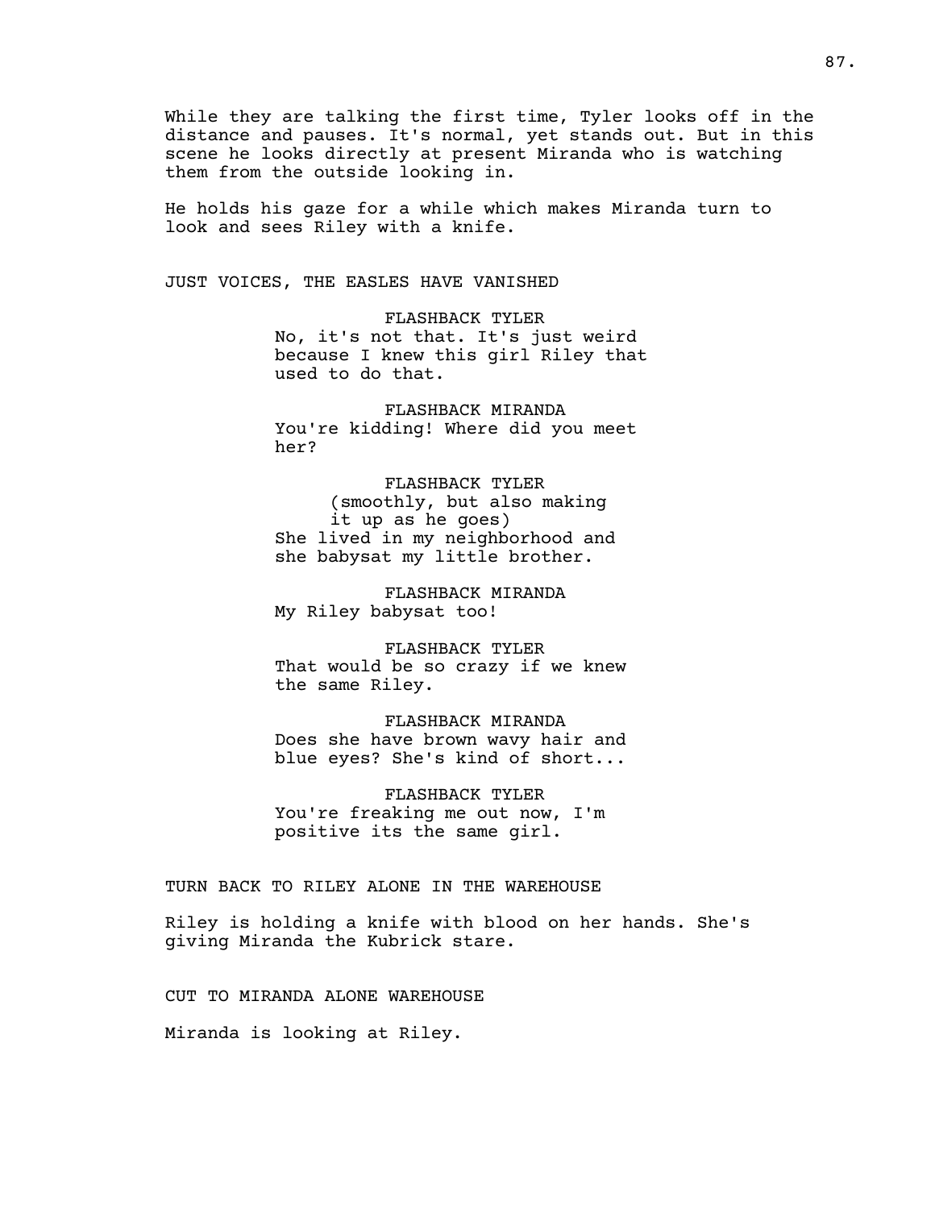While they are talking the first time, Tyler looks off in the distance and pauses. It's normal, yet stands out. But in this scene he looks directly at present Miranda who is watching them from the outside looking in.

He holds his gaze for a while which makes Miranda turn to look and sees Riley with a knife.

JUST VOICES, THE EASLES HAVE VANISHED

FLASHBACK TYLER
No, it's not that. It's just weird because I knew this girl Riley that used to do that.

FLASHBACK MIRANDA
You're kidding! Where did you meet her?

FLASHBACK TYLER
(smoothly, but also making it up as he goes)
She lived in my neighborhood and she babysat my little brother.

FLASHBACK MIRANDA
My Riley babysat too!

FLASHBACK TYLER
That would be so crazy if we knew the same Riley.

FLASHBACK MIRANDA
Does she have brown wavy hair and blue eyes? She's kind of short...

FLASHBACK TYLER
You're freaking me out now, I'm positive its the same girl.

TURN BACK TO RILEY ALONE IN THE WAREHOUSE

Riley is holding a knife with blood on her hands. She's giving Miranda the Kubrick stare.

CUT TO MIRANDA ALONE WAREHOUSE

Miranda is looking at Riley.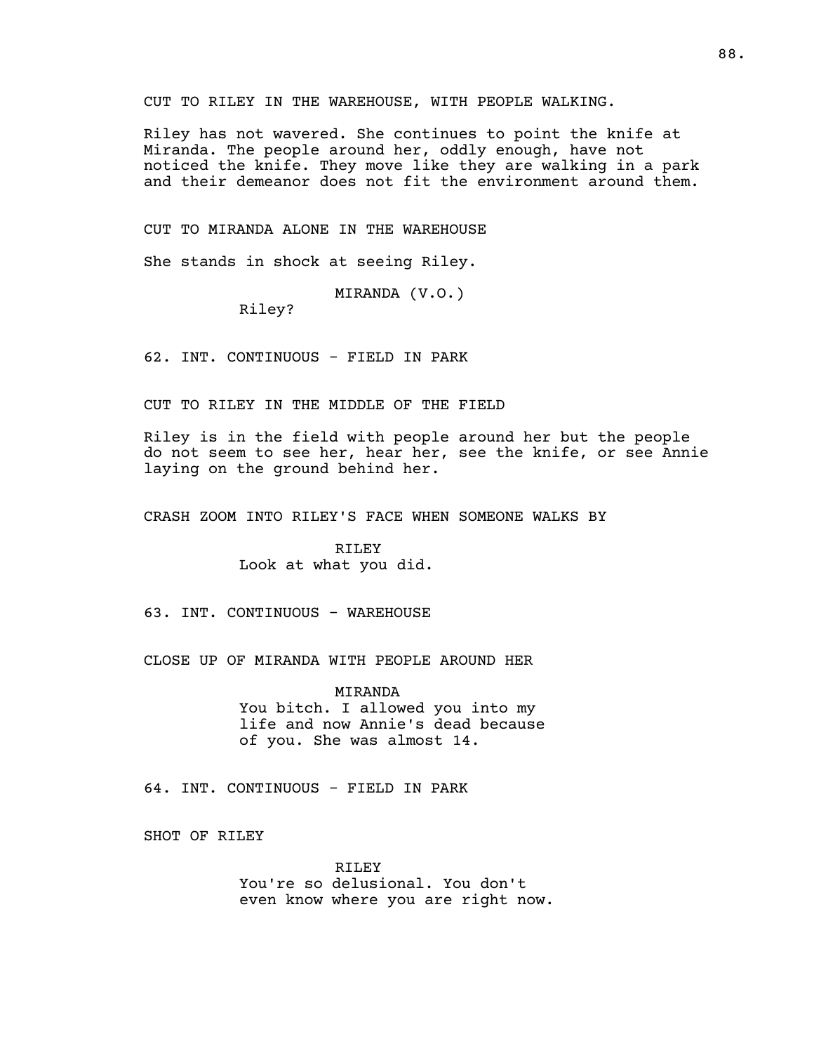CUT TO RILEY IN THE WAREHOUSE, WITH PEOPLE WALKING.

Riley has not wavered. She continues to point the knife at Miranda. The people around her, oddly enough, have not noticed the knife. They move like they are walking in a park and their demeanor does not fit the environment around them.

CUT TO MIRANDA ALONE IN THE WAREHOUSE

She stands in shock at seeing Riley.

MIRANDA (V.O.)
Riley?

62. INT. CONTINUOUS - FIELD IN PARK

CUT TO RILEY IN THE MIDDLE OF THE FIELD

Riley is in the field with people around her but the people do not seem to see her, hear her, see the knife, or see Annie laying on the ground behind her.

CRASH ZOOM INTO RILEY'S FACE WHEN SOMEONE WALKS BY

RILEY
Look at what you did.

63. INT. CONTINUOUS - WAREHOUSE

CLOSE UP OF MIRANDA WITH PEOPLE AROUND HER

MIRANDA
You bitch. I allowed you into my life and now Annie's dead because of you. She was almost 14.

64. INT. CONTINUOUS - FIELD IN PARK

SHOT OF RILEY

RILEY
You're so delusional. You don't even know where you are right now.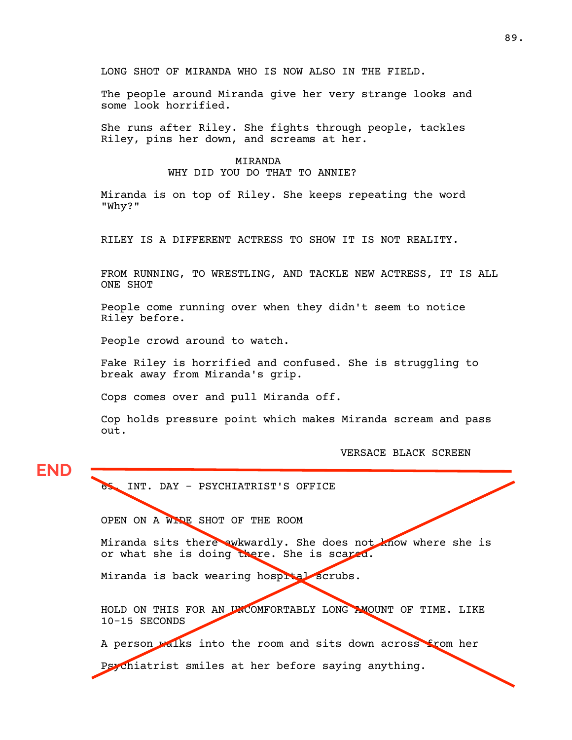LONG SHOT OF MIRANDA WHO IS NOW ALSO IN THE FIELD.

The people around Miranda give her very strange looks and some look horrified.

She runs after Riley. She fights through people, tackles Riley, pins her down, and screams at her.

MIRANDA
WHY DID YOU DO THAT TO ANNIE?

Miranda is on top of Riley. She keeps repeating the word "Why?"

RILEY IS A DIFFERENT ACTRESS TO SHOW IT IS NOT REALITY.

FROM RUNNING, TO WRESTLING, AND TACKLE NEW ACTRESS, IT IS ALL ONE SHOT

People come running over when they didn't seem to notice Riley before.

People crowd around to watch.

Fake Riley is horrified and confused. She is struggling to break away from Miranda's grip.

Cops comes over and pull Miranda off.

Cop holds pressure point which makes Miranda scream and pass out.

VERSACE BLACK SCREEN

END

65. INT. DAY - PSYCHIATRIST'S OFFICE

OPEN ON A WIDE SHOT OF THE ROOM

Miranda sits there awkwardly. She does not know where she is or what she is doing there. She is scared.

Miranda is back wearing hospital scrubs.

HOLD ON THIS FOR AN UNCOMFORTABLY LONG AMOUNT OF TIME. LIKE 10-15 SECONDS

A person walks into the room and sits down across from her

Psychiatrist smiles at her before saying anything.